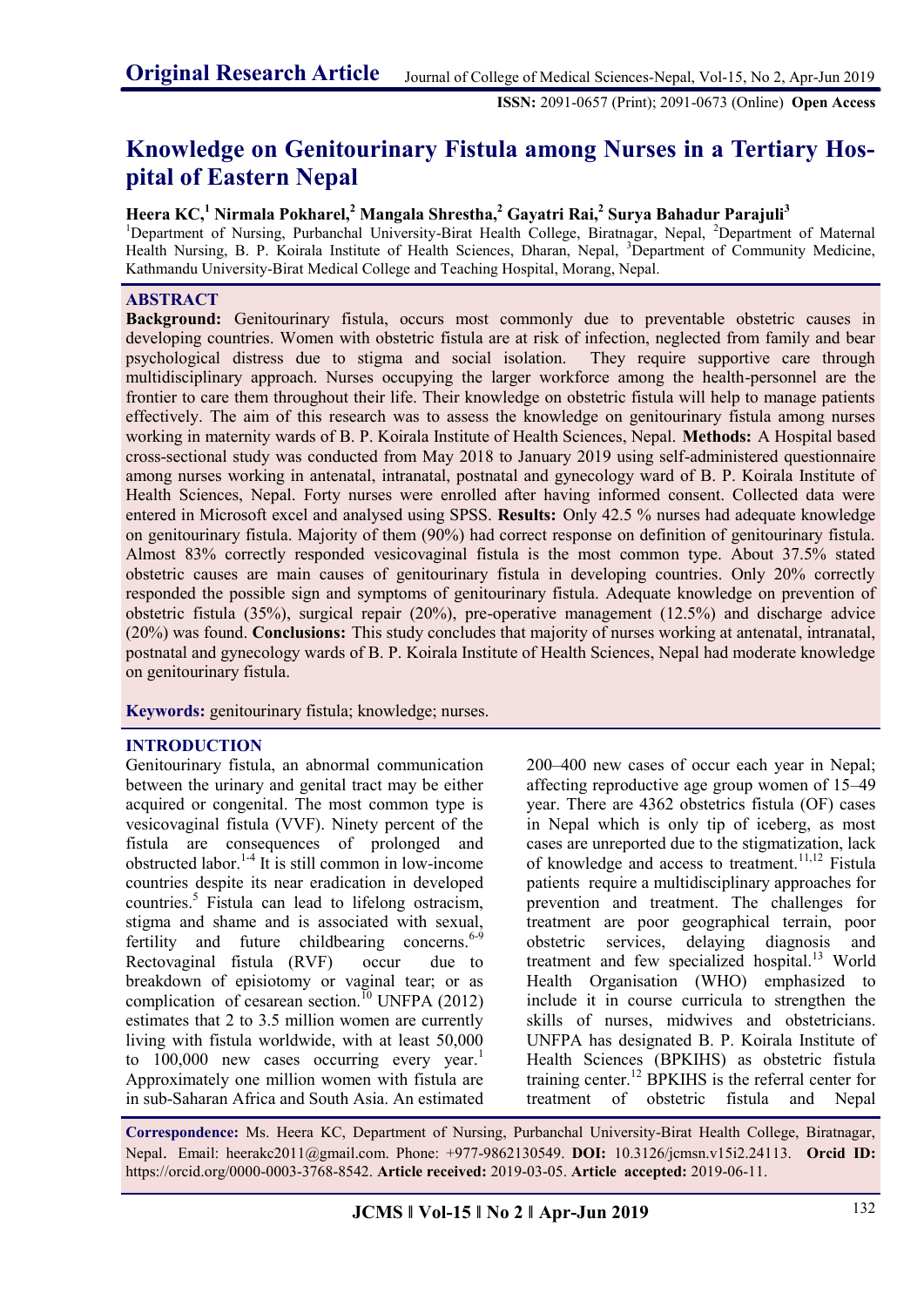Original Research Article

ISSN: 2091-0657 (Print); 2091-0673 (Online) Open Access

# Knowledge on Genitourinary Fistula among Nurses in a Tertiary Hospital of Eastern Nepal

**Heera KC,[1] Nirmala Pokharel,[2] Mangala Shrestha,[2] Gayatri Rai,[2] Surya Bahadur Parajuli[3]**

[1]Department of Nursing, Purbanchal University-Birat Health College, Biratnagar, Nepal, [2]Department of Maternal Health Nursing, B. P. Koirala Institute of Health Sciences, Dharan, Nepal, [3]Department of Community Medicine, Kathmandu University-Birat Medical College and Teaching Hospital, Morang, Nepal.

## ABSTRACT

**Background:** Genitourinary fistula, occurs most commonly due to preventable obstetric causes in developing countries. Women with obstetric fistula are at risk of infection, neglected from family and bear psychological distress due to stigma and social isolation. They require supportive care through multidisciplinary approach. Nurses occupying the larger workforce among the health-personnel are the frontier to care them throughout their life. Their knowledge on obstetric fistula will help to manage patients effectively. The aim of this research was to assess the knowledge on genitourinary fistula among nurses working in maternity wards of B. P. Koirala Institute of Health Sciences, Nepal. **Methods:** A Hospital based cross-sectional study was conducted from May 2018 to January 2019 using self-administered questionnaire among nurses working in antenatal, intranatal, postnatal and gynecology ward of B. P. Koirala Institute of Health Sciences, Nepal. Forty nurses were enrolled after having informed consent. Collected data were entered in Microsoft excel and analysed using SPSS. **Results:** Only 42.5 % nurses had adequate knowledge on genitourinary fistula. Majority of them (90%) had correct response on definition of genitourinary fistula. Almost 83% correctly responded vesicovaginal fistula is the most common type. About 37.5% stated obstetric causes are main causes of genitourinary fistula in developing countries. Only 20% correctly responded the possible sign and symptoms of genitourinary fistula. Adequate knowledge on prevention of obstetric fistula (35%), surgical repair (20%), pre-operative management (12.5%) and discharge advice (20%) was found. **Conclusions:** This study concludes that majority of nurses working at antenatal, intranatal, postnatal and gynecology wards of B. P. Koirala Institute of Health Sciences, Nepal had moderate knowledge on genitourinary fistula.

**Keywords:** genitourinary fistula; knowledge; nurses.

## INTRODUCTION

Genitourinary fistula, an abnormal communication between the urinary and genital tract may be either acquired or congenital. The most common type is vesicovaginal fistula (VVF). Ninety percent of the fistula are consequences of prolonged and obstructed labor.[1-4] It is still common in low-income countries despite its near eradication in developed countries.[5] Fistula can lead to lifelong ostracism, stigma and shame and is associated with sexual, fertility and future childbearing concerns.[6-9] Rectovaginal fistula (RVF) occur due to breakdown of episiotomy or vaginal tear; or as complication of cesarean section.[10] UNFPA (2012) estimates that 2 to 3.5 million women are currently living with fistula worldwide, with at least 50,000 to 100,000 new cases occurring every year.[1] Approximately one million women with fistula are in sub-Saharan Africa and South Asia. An estimated 200–400 new cases of occur each year in Nepal; affecting reproductive age group women of 15–49 year. There are 4362 obstetrics fistula (OF) cases in Nepal which is only tip of iceberg, as most cases are unreported due to the stigmatization, lack of knowledge and access to treatment.[11,12] Fistula patients require a multidisciplinary approaches for prevention and treatment. The challenges for treatment are poor geographical terrain, poor obstetric services, delaying diagnosis and treatment and few specialized hospital.[13] World Health Organisation (WHO) emphasized to include it in course curricula to strengthen the skills of nurses, midwives and obstetricians. UNFPA has designated B. P. Koirala Institute of Health Sciences (BPKIHS) as obstetric fistula training center.[12] BPKIHS is the referral center for treatment of obstetric fistula and Nepal

**Correspondence:** Ms. Heera KC, Department of Nursing, Purbanchal University-Birat Health College, Biratnagar, Nepal. Email: heerakc2011@gmail.com. Phone: +977-9862130549. **DOI:** 10.3126/jcmsn.v15i2.24113. **Orcid ID:** https://orcid.org/0000-0003-3768-8542. **Article received:** 2019-03-05. **Article accepted:** 2019-06-11.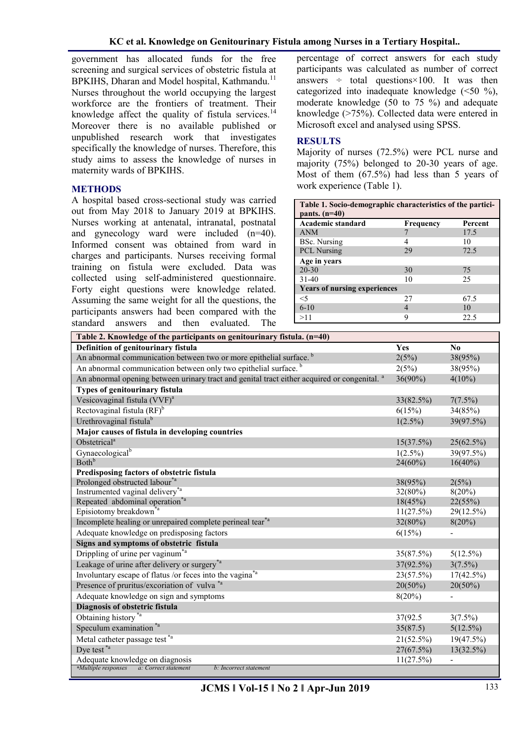government has allocated funds for the free screening and surgical services of obstetric fistula at BPKIHS, Dharan and Model hospital, Kathmandu.[11] Nurses throughout the world occupying the largest workforce are the frontiers of treatment. Their knowledge affect the quality of fistula services.[14] Moreover there is no available published or unpublished research work that investigates specifically the knowledge of nurses. Therefore, this study aims to assess the knowledge of nurses in maternity wards of BPKIHS.

## METHODS

A hospital based cross-sectional study was carried out from May 2018 to January 2019 at BPKIHS. Nurses working at antenatal, intranatal, postnatal and gynecology ward were included (n=40). Informed consent was obtained from ward in charges and participants. Nurses receiving formal training on fistula were excluded. Data was collected using self-administered questionnaire. Forty eight questions were knowledge related. Assuming the same weight for all the questions, the participants answers had been compared with the standard answers and then evaluated. The percentage of correct answers for each study participants was calculated as number of correct answers ÷ total questions×100. It was then categorized into inadequate knowledge (<50 %), moderate knowledge (50 to 75 %) and adequate knowledge (>75%). Collected data were entered in Microsoft excel and analysed using SPSS.

## RESULTS

Majority of nurses (72.5%) were PCL nurse and majority (75%) belonged to 20-30 years of age. Most of them (67.5%) had less than 5 years of work experience (Table 1).

**Table 1. Socio-demographic characteristics of the participants. (n=40)**

| Academic standard | Frequency | Percent |
|---|---|---|
| ANM | 7 | 17.5 |
| BSc. Nursing | 4 | 10 |
| PCL Nursing | 29 | 72.5 |
| **Age in years** | | |
| 20-30 | 30 | 75 |
| 31-40 | 10 | 25 |
| **Years of nursing experiences** | | |
| <5 | 27 | 67.5 |
| 6-10 | 4 | 10 |
| >11 | 9 | 22.5 |

**Table 2. Knowledge of the participants on genitourinary fistula. (n=40)**

| Definition of genitourinary fistula | Yes | No |
|---|---|---|
| An abnormal communication between two or more epithelial surface. [b] | 2(5%) | 38(95%) |
| An abnormal communication between only two epithelial surface. [b] | 2(5%) | 38(95%) |
| An abnormal opening between urinary tract and genital tract either acquired or congenital. [a] | 36(90%) | 4(10%) |
| **Types of genitourinary fistula** | | |
| Vesicovaginal fistula (VVF)[a] | 33(82.5%) | 7(7.5%) |
| Rectovaginal fistula (RF)[b] | 6(15%) | 34(85%) |
| Urethrovaginal fistula[b] | 1(2.5%) | 39(97.5%) |
| **Major causes of fistula in developing countries** | | |
| Obstetrical[a] | 15(37.5%) | 25(62.5%) |
| Gynaecological[b] | 1(2.5%) | 39(97.5%) |
| Both[b] | 24(60%) | 16(40%) |
| **Predisposing factors of obstetric fistula** | | |
| Prolonged obstructed labour[*a] | 38(95%) | 2(5%) |
| Instrumented vaginal delivery[*a] | 32(80%) | 8(20%) |
| Repeated abdominal operation[*a] | 18(45%) | 22(55%) |
| Episiotomy breakdown[*a] | 11(27.5%) | 29(12.5%) |
| Incomplete healing or unrepaired complete perineal tear[*a] | 32(80%) | 8(20%) |
| Adequate knowledge on predisposing factors | 6(15%) | - |
| **Signs and symptoms of obstetric fistula** | | |
| Drippling of urine per vaginum[*a] | 35(87.5%) | 5(12.5%) |
| Leakage of urine after delivery or surgery[*a] | 37(92.5%) | 3(7.5%) |
| Involuntary escape of flatus /or feces into the vagina[*a] | 23(57.5%) | 17(42.5%) |
| Presence of pruritus/excoriation of vulva [*a] | 20(50%) | 20(50%) |
| Adequate knowledge on sign and symptoms | 8(20%) | - |
| **Diagnosis of obstetric fistula** | | |
| Obtaining history [*a] | 37(92.5 | 3(7.5%) |
| Speculum examination [*a] | 35(87.5) | 5(12.5%) |
| Metal catheter passage test [*a] | 21(52.5%) | 19(47.5%) |
| Dye test [*a] | 27(67.5%) | 13(32.5%) |
| Adequate knowledge on diagnosis | 11(27.5%) | - |

*Multiple responses a: Correct statement b: Incorrect statement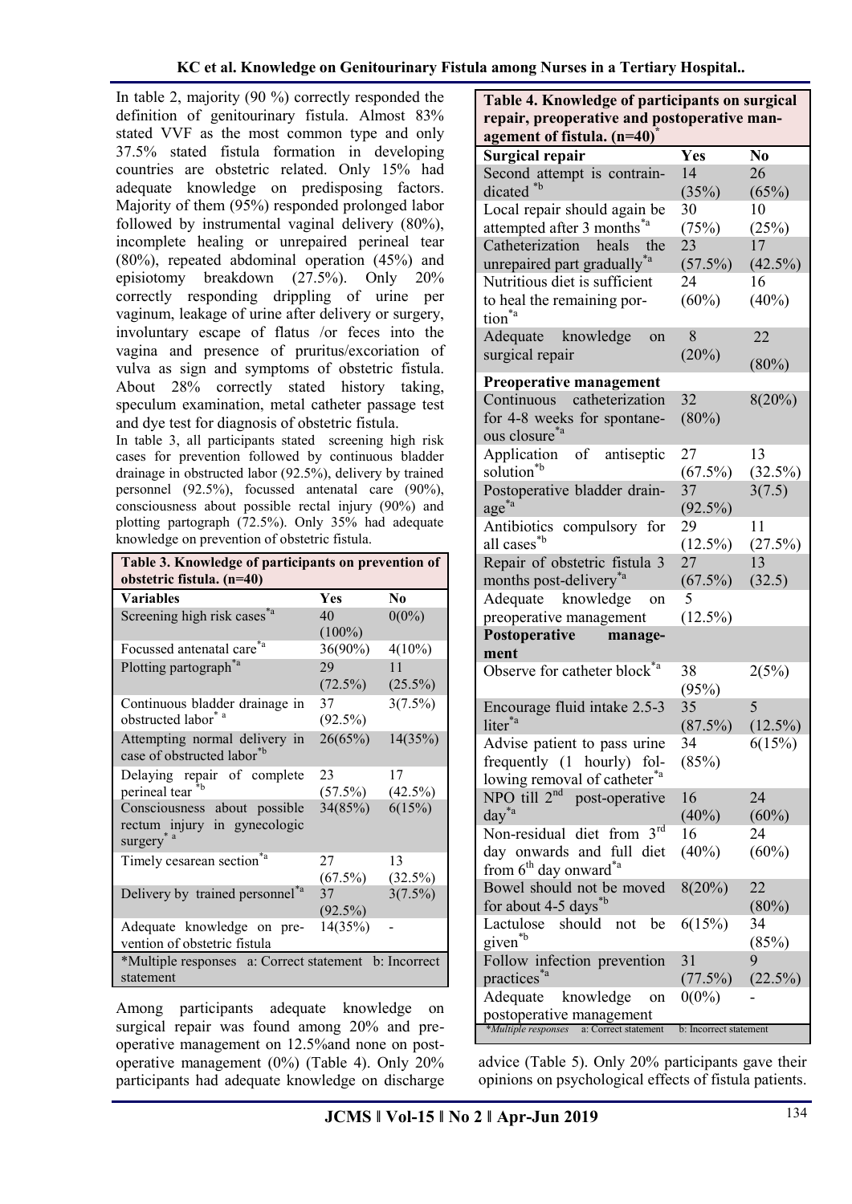In table 2, majority (90 %) correctly responded the definition of genitourinary fistula. Almost 83% stated VVF as the most common type and only 37.5% stated fistula formation in developing countries are obstetric related. Only 15% had adequate knowledge on predisposing factors. Majority of them (95%) responded prolonged labor followed by instrumental vaginal delivery (80%), incomplete healing or unrepaired perineal tear (80%), repeated abdominal operation (45%) and episiotomy breakdown (27.5%). Only 20% correctly responding drippling of urine per vaginum, leakage of urine after delivery or surgery, involuntary escape of flatus /or feces into the vagina and presence of pruritus/excoriation of vulva as sign and symptoms of obstetric fistula. About 28% correctly stated history taking, speculum examination, metal catheter passage test and dye test for diagnosis of obstetric fistula.

In table 3, all participants stated screening high risk cases for prevention followed by continuous bladder drainage in obstructed labor (92.5%), delivery by trained personnel (92.5%), focussed antenatal care (90%), consciousness about possible rectal injury (90%) and plotting partograph (72.5%). Only 35% had adequate knowledge on prevention of obstetric fistula.

**Table 3. Knowledge of participants on prevention of obstetric fistula. (n=40)**

| Variables | Yes | No |
|---|---|---|
| Screening high risk cases*a | 40 (100%) | 0(0%) |
| Focussed antenatal care*a | 36(90%) | 4(10%) |
| Plotting partograph*a | 29 (72.5%) | 11 (25.5%) |
| Continuous bladder drainage in obstructed labor* a | 37 (92.5%) | 3(7.5%) |
| Attempting normal delivery in case of obstructed labor*b | 26(65%) | 14(35%) |
| Delaying repair of complete perineal tear *b | 23 (57.5%) | 17 (42.5%) |
| Consciousness about possible rectum injury in gynecologic surgery* a | 34(85%) | 6(15%) |
| Timely cesarean section*a | 27 (67.5%) | 13 (32.5%) |
| Delivery by trained personnel*a | 37 (92.5%) | 3(7.5%) |
| Adequate knowledge on prevention of obstetric fistula | 14(35%) | - |

*Multiple responses a: Correct statement b: Incorrect statement

Among participants adequate knowledge on surgical repair was found among 20% and preoperative management on 12.5%and none on postoperative management (0%) (Table 4). Only 20% participants had adequate knowledge on discharge advice (Table 5). Only 20% participants gave their opinions on psychological effects of fistula patients.

**Table 4. Knowledge of participants on surgical repair, preoperative and postoperative management of fistula. (n=40)***

| Surgical repair | Yes | No |
|---|---|---|
| Second attempt is contraindicated *b | 14 (35%) | 26 (65%) |
| Local repair should again be attempted after 3 months*a | 30 (75%) | 10 (25%) |
| Catheterization heals the unrepaired part gradually*a | 23 (57.5%) | 17 (42.5%) |
| Nutritious diet is sufficient to heal the remaining portion*a | 24 (60%) | 16 (40%) |
| Adequate knowledge on surgical repair | 8 (20%) | 22 (80%) |
| **Preoperative management** | | |
| Continuous catheterization for 4-8 weeks for spontaneous closure*a | 32 (80%) | 8(20%) |
| Application of antiseptic solution*b | 27 (67.5%) | 13 (32.5%) |
| Postoperative bladder drainage*a | 37 (92.5%) | 3(7.5) |
| Antibiotics compulsory for all cases*b | 29 (12.5%) | 11 (27.5%) |
| Repair of obstetric fistula 3 months post-delivery*a | 27 (67.5%) | 13 (32.5) |
| Adequate knowledge on preoperative management | 5 (12.5%) | |
| **Postoperative management** | | |
| Observe for catheter block*a | 38 (95%) | 2(5%) |
| Encourage fluid intake 2.5-3 liter*a | 35 (87.5%) | 5 (12.5%) |
| Advise patient to pass urine frequently (1 hourly) following removal of catheter*a | 34 (85%) | 6(15%) |
| NPO till 2nd post-operative day*a | 16 (40%) | 24 (60%) |
| Non-residual diet from 3rd day onwards and full diet from 6th day onward*a | 16 (40%) | 24 (60%) |
| Bowel should not be moved for about 4-5 days*b | 8(20%) | 22 (80%) |
| Lactulose should not be given*b | 6(15%) | 34 (85%) |
| Follow infection prevention practices*a | 31 (77.5%) | 9 (22.5%) |
| Adequate knowledge on postoperative management | 0(0%) | - |

*Multiple responses a: Correct statement b: Incorrect statement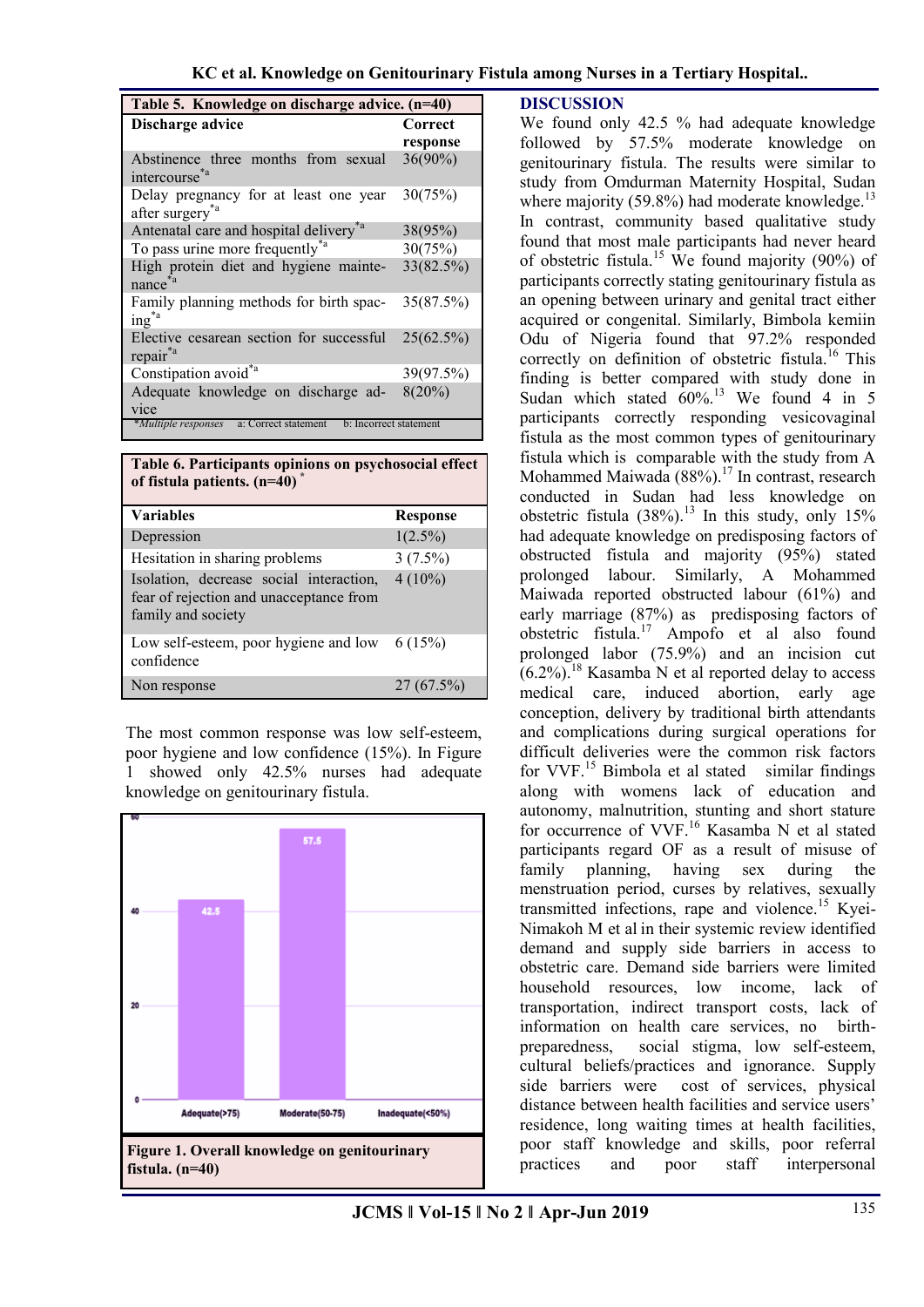**Table 5. Knowledge on discharge advice. (n=40)**

| Discharge advice | Correct response |
|---|---|
| Abstinence three months from sexual intercourse[*a] | 36(90%) |
| Delay pregnancy for at least one year after surgery[*a] | 30(75%) |
| Antenatal care and hospital delivery[*a] | 38(95%) |
| To pass urine more frequently[*a] | 30(75%) |
| High protein diet and hygiene maintenance[*a] | 33(82.5%) |
| Family planning methods for birth spacing[*a] | 35(87.5%) |
| Elective cesarean section for successful repair[*a] | 25(62.5%) |
| Constipation avoid[*a] | 39(97.5%) |
| Adequate knowledge on discharge advice | 8(20%) |

*Multiple responses a: Correct statement b: Incorrect statement

**Table 6. Participants opinions on psychosocial effect of fistula patients. (n=40)** *

| Variables | Response |
|---|---|
| Depression | 1(2.5%) |
| Hesitation in sharing problems | 3 (7.5%) |
| Isolation, decrease social interaction, fear of rejection and unacceptance from family and society | 4 (10%) |
| Low self-esteem, poor hygiene and low confidence | 6 (15%) |
| Non response | 27 (67.5%) |

The most common response was low self-esteem, poor hygiene and low confidence (15%). In Figure 1 showed only 42.5% nurses had adequate knowledge on genitourinary fistula.

**Figure 1. Overall knowledge on genitourinary fistula. (n=40)**

## DISCUSSION

We found only 42.5 % had adequate knowledge followed by 57.5% moderate knowledge on genitourinary fistula. The results were similar to study from Omdurman Maternity Hospital, Sudan where majority (59.8%) had moderate knowledge.[13] In contrast, community based qualitative study found that most male participants had never heard of obstetric fistula.[15] We found majority (90%) of participants correctly stating genitourinary fistula as an opening between urinary and genital tract either acquired or congenital. Similarly, Bimbola kemiin Odu of Nigeria found that 97.2% responded correctly on definition of obstetric fistula.[16] This finding is better compared with study done in Sudan which stated 60%.[13] We found 4 in 5 participants correctly responding vesicovaginal fistula as the most common types of genitourinary fistula which is comparable with the study from A Mohammed Maiwada (88%).[17] In contrast, research conducted in Sudan had less knowledge on obstetric fistula (38%).[13] In this study, only 15% had adequate knowledge on predisposing factors of obstructed fistula and majority (95%) stated prolonged labour. Similarly, A Mohammed Maiwada reported obstructed labour (61%) and early marriage (87%) as predisposing factors of obstetric fistula.[17] Ampofo et al also found prolonged labor (75.9%) and an incision cut (6.2%).[18] Kasamba N et al reported delay to access medical care, induced abortion, early age conception, delivery by traditional birth attendants and complications during surgical operations for difficult deliveries were the common risk factors for VVF.[15] Bimbola et al stated similar findings along with womens lack of education and autonomy, malnutrition, stunting and short stature for occurrence of VVF.[16] Kasamba N et al stated participants regard OF as a result of misuse of family planning, having sex during the menstruation period, curses by relatives, sexually transmitted infections, rape and violence.[15] Kyei-Nimakoh M et al in their systemic review identified demand and supply side barriers in access to obstetric care. Demand side barriers were limited household resources, low income, lack of transportation, indirect transport costs, lack of information on health care services, no birth-preparedness, social stigma, low self-esteem, cultural beliefs/practices and ignorance. Supply side barriers were cost of services, physical distance between health facilities and service users' residence, long waiting times at health facilities, poor staff knowledge and skills, poor referral practices and poor staff interpersonal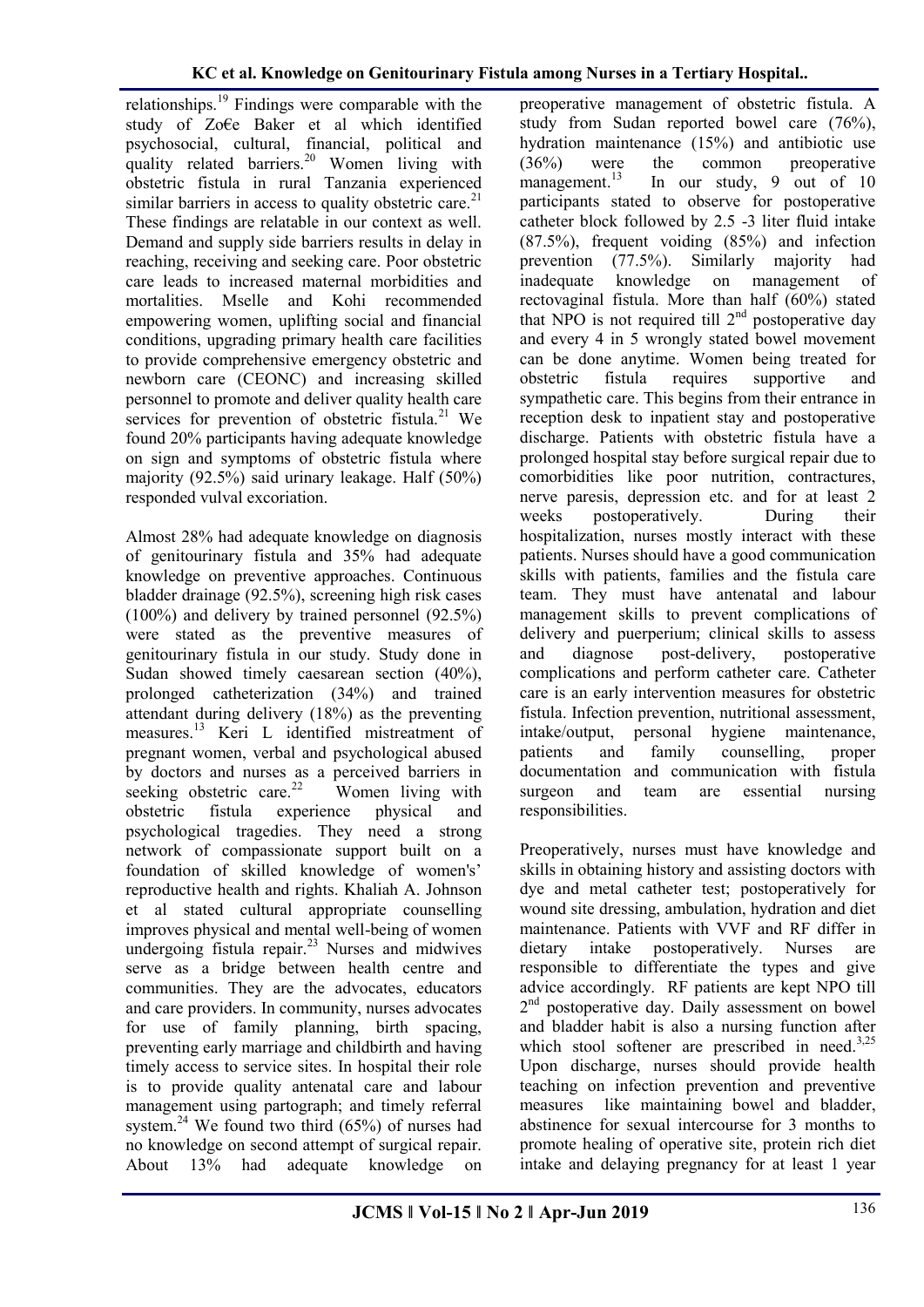relationships.[19] Findings were comparable with the study of Zo€e Baker et al which identified psychosocial, cultural, financial, political and quality related barriers.[20] Women living with obstetric fistula in rural Tanzania experienced similar barriers in access to quality obstetric care.[21] These findings are relatable in our context as well. Demand and supply side barriers results in delay in reaching, receiving and seeking care. Poor obstetric care leads to increased maternal morbidities and mortalities. Mselle and Kohi recommended empowering women, uplifting social and financial conditions, upgrading primary health care facilities to provide comprehensive emergency obstetric and newborn care (CEONC) and increasing skilled personnel to promote and deliver quality health care services for prevention of obstetric fistula.[21] We found 20% participants having adequate knowledge on sign and symptoms of obstetric fistula where majority (92.5%) said urinary leakage. Half (50%) responded vulval excoriation.

Almost 28% had adequate knowledge on diagnosis of genitourinary fistula and 35% had adequate knowledge on preventive approaches. Continuous bladder drainage (92.5%), screening high risk cases (100%) and delivery by trained personnel (92.5%) were stated as the preventive measures of genitourinary fistula in our study. Study done in Sudan showed timely caesarean section (40%), prolonged catheterization (34%) and trained attendant during delivery (18%) as the preventing measures.[13] Keri L identified mistreatment of pregnant women, verbal and psychological abused by doctors and nurses as a perceived barriers in seeking obstetric care.[22] Women living with obstetric fistula experience physical and psychological tragedies. They need a strong network of compassionate support built on a foundation of skilled knowledge of women's' reproductive health and rights. Khaliah A. Johnson et al stated cultural appropriate counselling improves physical and mental well-being of women undergoing fistula repair.[23] Nurses and midwives serve as a bridge between health centre and communities. They are the advocates, educators and care providers. In community, nurses advocates for use of family planning, birth spacing, preventing early marriage and childbirth and having timely access to service sites. In hospital their role is to provide quality antenatal care and labour management using partograph; and timely referral system.[24] We found two third (65%) of nurses had no knowledge on second attempt of surgical repair. About 13% had adequate knowledge on preoperative management of obstetric fistula. A study from Sudan reported bowel care (76%), hydration maintenance (15%) and antibiotic use (36%) were the common preoperative management.[13] In our study, 9 out of 10 participants stated to observe for postoperative catheter block followed by 2.5 -3 liter fluid intake (87.5%), frequent voiding (85%) and infection prevention (77.5%). Similarly majority had inadequate knowledge on management of rectovaginal fistula. More than half (60%) stated that NPO is not required till 2[nd] postoperative day and every 4 in 5 wrongly stated bowel movement can be done anytime. Women being treated for obstetric fistula requires supportive and sympathetic care. This begins from their entrance in reception desk to inpatient stay and postoperative discharge. Patients with obstetric fistula have a prolonged hospital stay before surgical repair due to comorbidities like poor nutrition, contractures, nerve paresis, depression etc. and for at least 2 weeks postoperatively. During their hospitalization, nurses mostly interact with these patients. Nurses should have a good communication skills with patients, families and the fistula care team. They must have antenatal and labour management skills to prevent complications of delivery and puerperium; clinical skills to assess and diagnose post-delivery, postoperative complications and perform catheter care. Catheter care is an early intervention measures for obstetric fistula. Infection prevention, nutritional assessment, intake/output, personal hygiene maintenance, patients and family counselling, proper documentation and communication with fistula surgeon and team are essential nursing responsibilities.

Preoperatively, nurses must have knowledge and skills in obtaining history and assisting doctors with dye and metal catheter test; postoperatively for wound site dressing, ambulation, hydration and diet maintenance. Patients with VVF and RF differ in dietary intake postoperatively. Nurses are responsible to differentiate the types and give advice accordingly. RF patients are kept NPO till 2[nd] postoperative day. Daily assessment on bowel and bladder habit is also a nursing function after which stool softener are prescribed in need.[3,25] Upon discharge, nurses should provide health teaching on infection prevention and preventive measures like maintaining bowel and bladder, abstinence for sexual intercourse for 3 months to promote healing of operative site, protein rich diet intake and delaying pregnancy for at least 1 year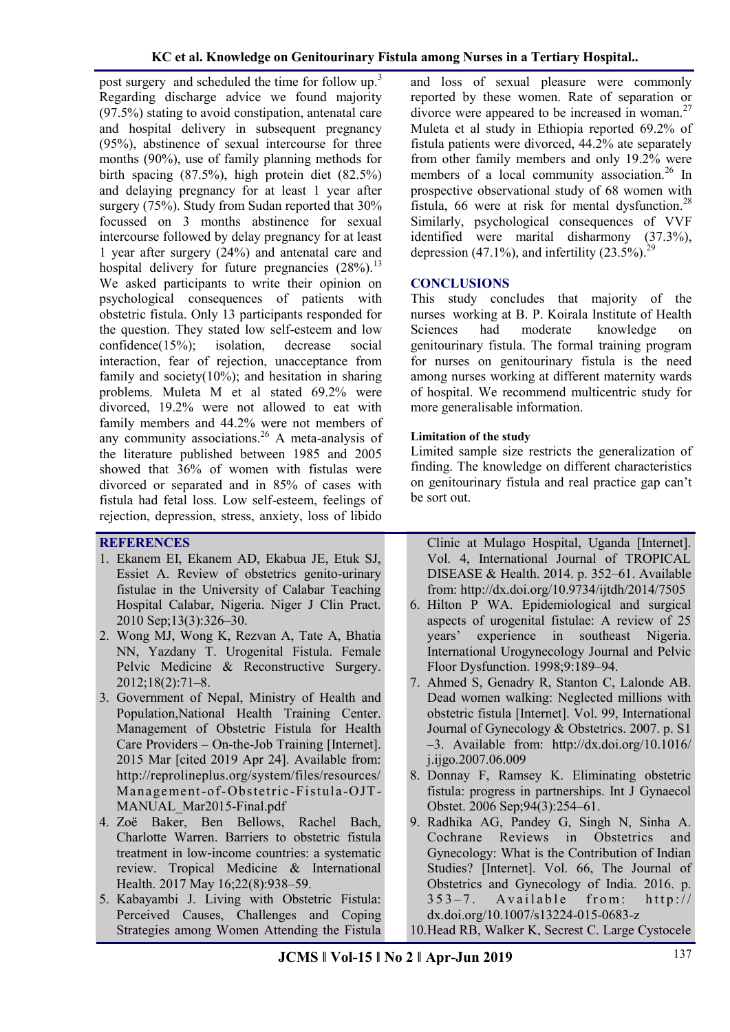post surgery and scheduled the time for follow up.[3] Regarding discharge advice we found majority (97.5%) stating to avoid constipation, antenatal care and hospital delivery in subsequent pregnancy (95%), abstinence of sexual intercourse for three months (90%), use of family planning methods for birth spacing (87.5%), high protein diet (82.5%) and delaying pregnancy for at least 1 year after surgery (75%). Study from Sudan reported that 30% focussed on 3 months abstinence for sexual intercourse followed by delay pregnancy for at least 1 year after surgery (24%) and antenatal care and hospital delivery for future pregnancies (28%).[13] We asked participants to write their opinion on psychological consequences of patients with obstetric fistula. Only 13 participants responded for the question. They stated low self-esteem and low confidence(15%); isolation, decrease social interaction, fear of rejection, unacceptance from family and society(10%); and hesitation in sharing problems. Muleta M et al stated 69.2% were divorced, 19.2% were not allowed to eat with family members and 44.2% were not members of any community associations.[26] A meta-analysis of the literature published between 1985 and 2005 showed that 36% of women with fistulas were divorced or separated and in 85% of cases with fistula had fetal loss. Low self-esteem, feelings of rejection, depression, stress, anxiety, loss of libido and loss of sexual pleasure were commonly reported by these women. Rate of separation or divorce were appeared to be increased in woman.[27] Muleta et al study in Ethiopia reported 69.2% of fistula patients were divorced, 44.2% ate separately from other family members and only 19.2% were members of a local community association.[26] In prospective observational study of 68 women with fistula, 66 were at risk for mental dysfunction.[28] Similarly, psychological consequences of VVF identified were marital disharmony (37.3%), depression (47.1%), and infertility (23.5%).[29]

## CONCLUSIONS

This study concludes that majority of the nurses working at B. P. Koirala Institute of Health Sciences had moderate knowledge on genitourinary fistula. The formal training program for nurses on genitourinary fistula is the need among nurses working at different maternity wards of hospital. We recommend multicentric study for more generalisable information.

### Limitation of the study

Limited sample size restricts the generalization of finding. The knowledge on different characteristics on genitourinary fistula and real practice gap can't be sort out.

## REFERENCES

1. Ekanem EI, Ekanem AD, Ekabua JE, Etuk SJ, Essiet A. Review of obstetrics genito-urinary fistulae in the University of Calabar Teaching Hospital Calabar, Nigeria. Niger J Clin Pract. 2010 Sep;13(3):326–30.
2. Wong MJ, Wong K, Rezvan A, Tate A, Bhatia NN, Yazdany T. Urogenital Fistula. Female Pelvic Medicine & Reconstructive Surgery. 2012;18(2):71–8.
3. Government of Nepal, Ministry of Health and Population,National Health Training Center. Management of Obstetric Fistula for Health Care Providers – On-the-Job Training [Internet]. 2015 Mar [cited 2019 Apr 24]. Available from: http://reprolineplus.org/system/files/resources/Management-of-Obstetric-Fistula-OJT-MANUAL_Mar2015-Final.pdf
4. Zoë Baker, Ben Bellows, Rachel Bach, Charlotte Warren. Barriers to obstetric fistula treatment in low-income countries: a systematic review. Tropical Medicine & International Health. 2017 May 16;22(8):938–59.
5. Kabayambi J. Living with Obstetric Fistula: Perceived Causes, Challenges and Coping Strategies among Women Attending the Fistula Clinic at Mulago Hospital, Uganda [Internet]. Vol. 4, International Journal of TROPICAL DISEASE & Health. 2014. p. 352–61. Available from: http://dx.doi.org/10.9734/ijtdh/2014/7505
6. Hilton P WA. Epidemiological and surgical aspects of urogenital fistulae: A review of 25 years' experience in southeast Nigeria. International Urogynecology Journal and Pelvic Floor Dysfunction. 1998;9:189–94.
7. Ahmed S, Genadry R, Stanton C, Lalonde AB. Dead women walking: Neglected millions with obstetric fistula [Internet]. Vol. 99, International Journal of Gynecology & Obstetrics. 2007. p. S1–3. Available from: http://dx.doi.org/10.1016/j.ijgo.2007.06.009
8. Donnay F, Ramsey K. Eliminating obstetric fistula: progress in partnerships. Int J Gynaecol Obstet. 2006 Sep;94(3):254–61.
9. Radhika AG, Pandey G, Singh N, Sinha A. Cochrane Reviews in Obstetrics and Gynecology: What is the Contribution of Indian Studies? [Internet]. Vol. 66, The Journal of Obstetrics and Gynecology of India. 2016. p. 353–7. Available from: http://dx.doi.org/10.1007/s13224-015-0683-z
10. Head RB, Walker K, Secrest C. Large Cystocele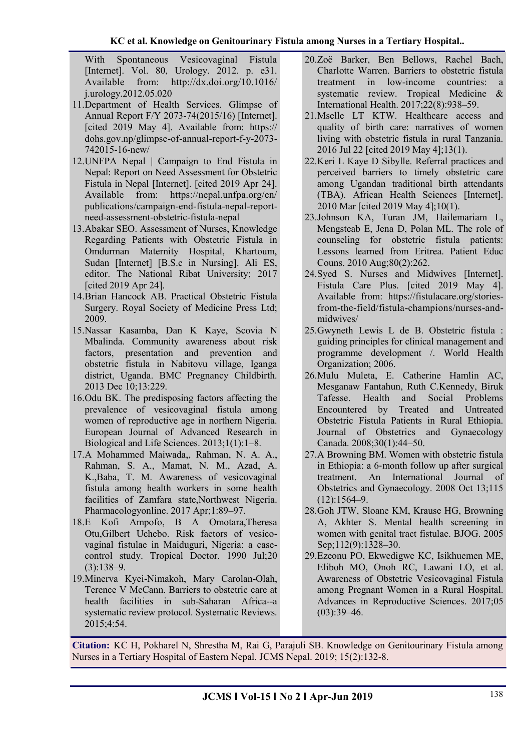With Spontaneous Vesicovaginal Fistula [Internet]. Vol. 80, Urology. 2012. p. e31. Available from: http://dx.doi.org/10.1016/j.urology.2012.05.020

11. Department of Health Services. Glimpse of Annual Report F/Y 2073-74(2015/16) [Internet]. [cited 2019 May 4]. Available from: https://dohs.gov.np/glimpse-of-annual-report-f-y-2073-742015-16-new/
12. UNFPA Nepal | Campaign to End Fistula in Nepal: Report on Need Assessment for Obstetric Fistula in Nepal [Internet]. [cited 2019 Apr 24]. Available from: https://nepal.unfpa.org/en/publications/campaign-end-fistula-nepal-report-need-assessment-obstetric-fistula-nepal
13. Abakar SEO. Assessment of Nurses, Knowledge Regarding Patients with Obstetric Fistula in Omdurman Maternity Hospital, Khartoum, Sudan [Internet] [B.S.c in Nursing]. Ali ES, editor. The National Ribat University; 2017 [cited 2019 Apr 24].
14. Brian Hancock AB. Practical Obstetric Fistula Surgery. Royal Society of Medicine Press Ltd; 2009.
15. Nassar Kasamba, Dan K Kaye, Scovia N Mbalinda. Community awareness about risk factors, presentation and prevention and obstetric fistula in Nabitovu village, Iganga district, Uganda. BMC Pregnancy Childbirth. 2013 Dec 10;13:229.
16. Odu BK. The predisposing factors affecting the prevalence of vesicovaginal fistula among women of reproductive age in northern Nigeria. European Journal of Advanced Research in Biological and Life Sciences. 2013;1(1):1–8.
17. A Mohammed Maiwada,, Rahman, N. A. A., Rahman, S. A., Mamat, N. M., Azad, A. K.,Baba, T. M. Awareness of vesicovaginal fistula among health workers in some health facilities of Zamfara state,Northwest Nigeria. Pharmacologyonline. 2017 Apr;1:89–97.
18. E Kofi Ampofo, B A Omotara,Theresa Otu,Gilbert Uchebo. Risk factors of vesico-vaginal fistulae in Maiduguri, Nigeria: a case-control study. Tropical Doctor. 1990 Jul;20 (3):138–9.
19. Minerva Kyei-Nimakoh, Mary Carolan-Olah, Terence V McCann. Barriers to obstetric care at health facilities in sub-Saharan Africa--a systematic review protocol. Systematic Reviews. 2015;4:54.
20. Zoë Barker, Ben Bellows, Rachel Bach, Charlotte Warren. Barriers to obstetric fistula treatment in low-income countries: a systematic review. Tropical Medicine & International Health. 2017;22(8):938–59.
21. Mselle LT KTW. Healthcare access and quality of birth care: narratives of women living with obstetric fistula in rural Tanzania. 2016 Jul 22 [cited 2019 May 4];13(1).
22. Keri L Kaye D Sibylle. Referral practices and perceived barriers to timely obstetric care among Ugandan traditional birth attendants (TBA). African Health Sciences [Internet]. 2010 Mar [cited 2019 May 4];10(1).
23. Johnson KA, Turan JM, Hailemariam L, Mengsteab E, Jena D, Polan ML. The role of counseling for obstetric fistula patients: Lessons learned from Eritrea. Patient Educ Couns. 2010 Aug;80(2):262.
24. Syed S. Nurses and Midwives [Internet]. Fistula Care Plus. [cited 2019 May 4]. Available from: https://fistulacare.org/stories-from-the-field/fistula-champions/nurses-and-midwives/
25. Gwyneth Lewis L de B. Obstetric fistula : guiding principles for clinical management and programme development /. World Health Organization; 2006.
26. Mulu Muleta, E. Catherine Hamlin AC, Mesganaw Fantahun, Ruth C.Kennedy, Biruk Tafesse. Health and Social Problems Encountered by Treated and Untreated Obstetric Fistula Patients in Rural Ethiopia. Journal of Obstetrics and Gynaecology Canada. 2008;30(1):44–50.
27. A Browning BM. Women with obstetric fistula in Ethiopia: a 6-month follow up after surgical treatment. An International Journal of Obstetrics and Gynaecology. 2008 Oct 13;115 (12):1564–9.
28. Goh JTW, Sloane KM, Krause HG, Browning A, Akhter S. Mental health screening in women with genital tract fistulae. BJOG. 2005 Sep;112(9):1328–30.
29. Ezeonu PO, Ekwedigwe KC, Isikhuemen ME, Eliboh MO, Onoh RC, Lawani LO, et al. Awareness of Obstetric Vesicovaginal Fistula among Pregnant Women in a Rural Hospital. Advances in Reproductive Sciences. 2017;05 (03):39–46.

**Citation:** KC H, Pokharel N, Shrestha M, Rai G, Parajuli SB. Knowledge on Genitourinary Fistula among Nurses in a Tertiary Hospital of Eastern Nepal. JCMS Nepal. 2019; 15(2):132-8.